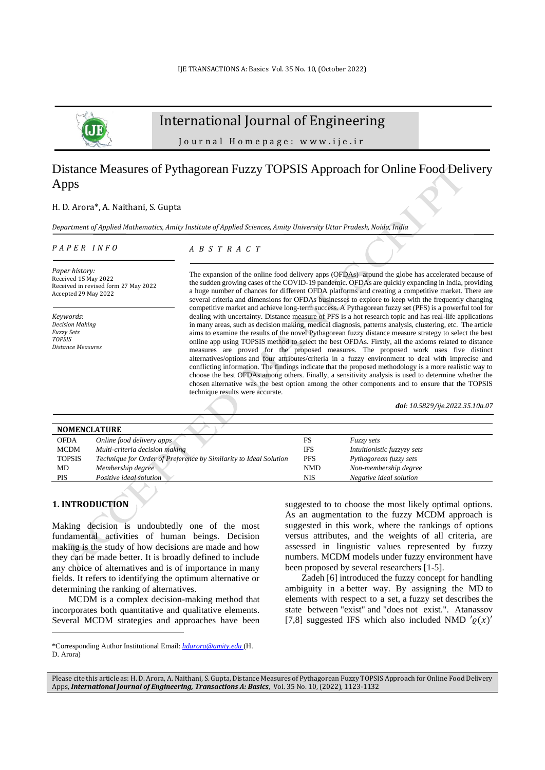# Distance Measures of Pythagorean Fuzzy TOPSIS Approach for Online Food Delivery Apps

H. D. Arora*, A. Naithani, S. Gupta

*Department of Applied Mathematics, Amity Institute of Applied Sciences, Amity University Uttar Pradesh, Noida, India*

*P A P E R  I N F O*

*Paper history:*
Received 15 May 2022
Received in revised form 27 May 2022
Accepted 29 May 2022

*Keywords*:
*Decision Making*
*Fuzzy Sets*
*TOPSIS*
*Distance Measures*

*A B S T R A C T*

The expansion of the online food delivery apps (OFDAs) around the globe has accelerated because of the sudden growing cases of the COVID-19 pandemic. OFDAs are quickly expanding in India, providing a huge number of chances for different OFDA platforms and creating a competitive market. There are several criteria and dimensions for OFDAs businesses to explore to keep with the frequently changing competitive market and achieve long-term success. A Pythagorean fuzzy set (PFS) is a powerful tool for dealing with uncertainty. Distance measure of PFS is a hot research topic and has real-life applications in many areas, such as decision making, medical diagnosis, patterns analysis, clustering, etc. The article aims to examine the results of the novel Pythagorean fuzzy distance measure strategy to select the best online app using TOPSIS method to select the best OFDAs. Firstly, all the axioms related to distance measures are proved for the proposed measures. The proposed work uses five distinct alternatives/options and four attributes/criteria in a fuzzy environment to deal with imprecise and conflicting information. The findings indicate that the proposed methodology is a more realistic way to choose the best OFDAs among others. Finally, a sensitivity analysis is used to determine whether the chosen alternative was the best option among the other components and to ensure that the TOPSIS technique results were accurate.

***doi****: 10.5829/ije.2022.35.10a.07*

**NOMENCLATURE**

| | | | |
|---|---|---|---|
| OFDA | *Online food delivery apps* | FS | *Fuzzy sets* |
| MCDM | *Multi-criteria decision making* | IFS | *Intuitionistic fuzzyzy sets* |
| TOPSIS | *Technique for Order of Preference by Similarity to Ideal Solution* | PFS | *Pythagorean fuzzy sets* |
| MD | *Membership degree* | NMD | *Non-membership degree* |
| PIS | *Positive ideal solution* | NIS | *Negative ideal solution* |

## 1. INTRODUCTION

Making decision is undoubtedly one of the most fundamental activities of human beings. Decision making is the study of how decisions are made and how they can be made better. It is broadly defined to include any choice of alternatives and is of importance in many fields. It refers to identifying the optimum alternative or determining the ranking of alternatives.

MCDM is a complex decision-making method that incorporates both quantitative and qualitative elements. Several MCDM strategies and approaches have been suggested to to choose the most likely optimal options. As an augmentation to the fuzzy MCDM approach is suggested in this work, where the rankings of options versus attributes, and the weights of all criteria, are assessed in linguistic values represented by fuzzy numbers. MCDM models under fuzzy environment have been proposed by several researchers [1-5].

Zadeh [6] introduced the fuzzy concept for handling ambiguity in a better way. By assigning the MD to elements with respect to a set, a fuzzy set describes the state between "exist" and "does not exist.". Atanassov [7,8] suggested IFS which also included NMD $'\varrho(x)'$

*Corresponding Author Institutional Email: hdarora@amity.edu (H. D. Arora)

Please cite this article as: H. D. Arora, A. Naithani, S. Gupta, Distance Measures of Pythagorean Fuzzy TOPSIS Approach for Online Food Delivery Apps, ***International Journal of Engineering, Transactions A: Basics***, Vol. 35 No. 10, (2022), 1123-1132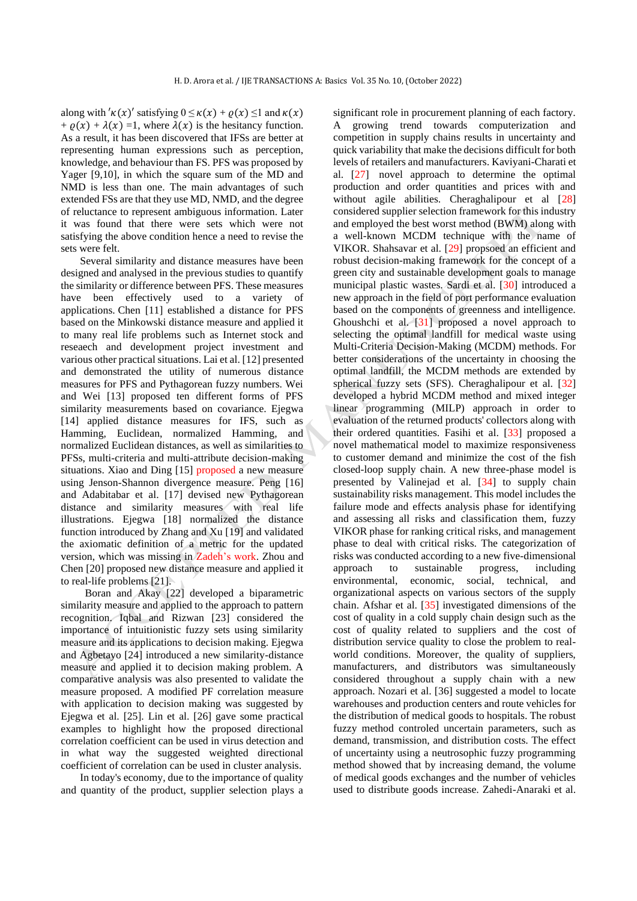along with $'\kappa(x)'$ satisfying $0 \leq \kappa(x) + \varrho(x) \leq 1$ and $\kappa(x) + \varrho(x) + \lambda(x) = 1$, where $\lambda(x)$ is the hesitancy function. As a result, it has been discovered that IFSs are better at representing human expressions such as perception, knowledge, and behaviour than FS. PFS was proposed by Yager [9,10], in which the square sum of the MD and NMD is less than one. The main advantages of such extended FSs are that they use MD, NMD, and the degree of reluctance to represent ambiguous information. Later it was found that there were sets which were not satisfying the above condition hence a need to revise the sets were felt.

Several similarity and distance measures have been designed and analysed in the previous studies to quantify the similarity or difference between PFS. These measures have been effectively used to a variety of applications. Chen [11] established a distance for PFS based on the Minkowski distance measure and applied it to many real life problems such as Internet stock and reseaech and development project investment and various other practical situations. Lai et al. [12] presented and demonstrated the utility of numerous distance measures for PFS and Pythagorean fuzzy numbers. Wei and Wei [13] proposed ten different forms of PFS similarity measurements based on covariance. Ejegwa [14] applied distance measures for IFS, such as Hamming, Euclidean, normalized Hamming, and normalized Euclidean distances, as well as similarities to PFSs, multi-criteria and multi-attribute decision-making situations. Xiao and Ding [15] proposed a new measure using Jenson-Shannon divergence measure. Peng [16] and Adabitabar et al. [17] devised new Pythagorean distance and similarity measures with real life illustrations. Ejegwa [18] normalized the distance function introduced by Zhang and Xu [19] and validated the axiomatic definition of a metric for the updated version, which was missing in Zadeh's work. Zhou and Chen [20] proposed new distance measure and applied it to real-life problems [21].

Boran and Akay [22] developed a biparametric similarity measure and applied to the approach to pattern recognition. Iqbal and Rizwan [23] considered the importance of intuitionistic fuzzy sets using similarity measure and its applications to decision making. Ejegwa and Agbetayo [24] introduced a new similarity-distance measure and applied it to decision making problem. A comparative analysis was also presented to validate the measure proposed. A modified PF correlation measure with application to decision making was suggested by Ejegwa et al. [25]. Lin et al. [26] gave some practical examples to highlight how the proposed directional correlation coefficient can be used in virus detection and in what way the suggested weighted directional coefficient of correlation can be used in cluster analysis.

In today's economy, due to the importance of quality and quantity of the product, supplier selection plays a significant role in procurement planning of each factory. A growing trend towards computerization and competition in supply chains results in uncertainty and quick variability that make the decisions difficult for both levels of retailers and manufacturers. Kaviyani-Charati et al. [27] novel approach to determine the optimal production and order quantities and prices with and without agile abilities. Cheraghalipour et al [28] considered supplier selection framework for this industry and employed the best worst method (BWM) along with a well-known MCDM technique with the name of VIKOR. Shahsavar et al. [29] proposed an efficient and robust decision-making framework for the concept of a green city and sustainable development goals to manage municipal plastic wastes. Sardi et al. [30] introduced a new approach in the field of port performance evaluation based on the components of greenness and intelligence. Ghoushchi et al. [31] proposed a novel approach to selecting the optimal landfill for medical waste using Multi-Criteria Decision-Making (MCDM) methods. For better considerations of the uncertainty in choosing the optimal landfill, the MCDM methods are extended by spherical fuzzy sets (SFS). Cheraghalipour et al. [32] developed a hybrid MCDM method and mixed integer linear programming (MILP) approach in order to evaluation of the returned products' collectors along with their ordered quantities. Fasihi et al. [33] proposed a novel mathematical model to maximize responsiveness to customer demand and minimize the cost of the fish closed-loop supply chain. A new three-phase model is presented by Valinejad et al. [34] to supply chain sustainability risks management. This model includes the failure mode and effects analysis phase for identifying and assessing all risks and classification them, fuzzy VIKOR phase for ranking critical risks, and management phase to deal with critical risks. The categorization of risks was conducted according to a new five-dimensional approach to sustainable progress, including environmental, economic, social, technical, and organizational aspects on various sectors of the supply chain. Afshar et al. [35] investigated dimensions of the cost of quality in a cold supply chain design such as the cost of quality related to suppliers and the cost of distribution service quality to close the problem to real-world conditions. Moreover, the quality of suppliers, manufacturers, and distributors was simultaneously considered throughout a supply chain with a new approach. Nozari et al. [36] suggested a model to locate warehouses and production centers and route vehicles for the distribution of medical goods to hospitals. The robust fuzzy method controled uncertain parameters, such as demand, transmission, and distribution costs. The effect of uncertainty using a neutrosophic fuzzy programming method showed that by increasing demand, the volume of medical goods exchanges and the number of vehicles used to distribute goods increase. Zahedi-Anaraki et al.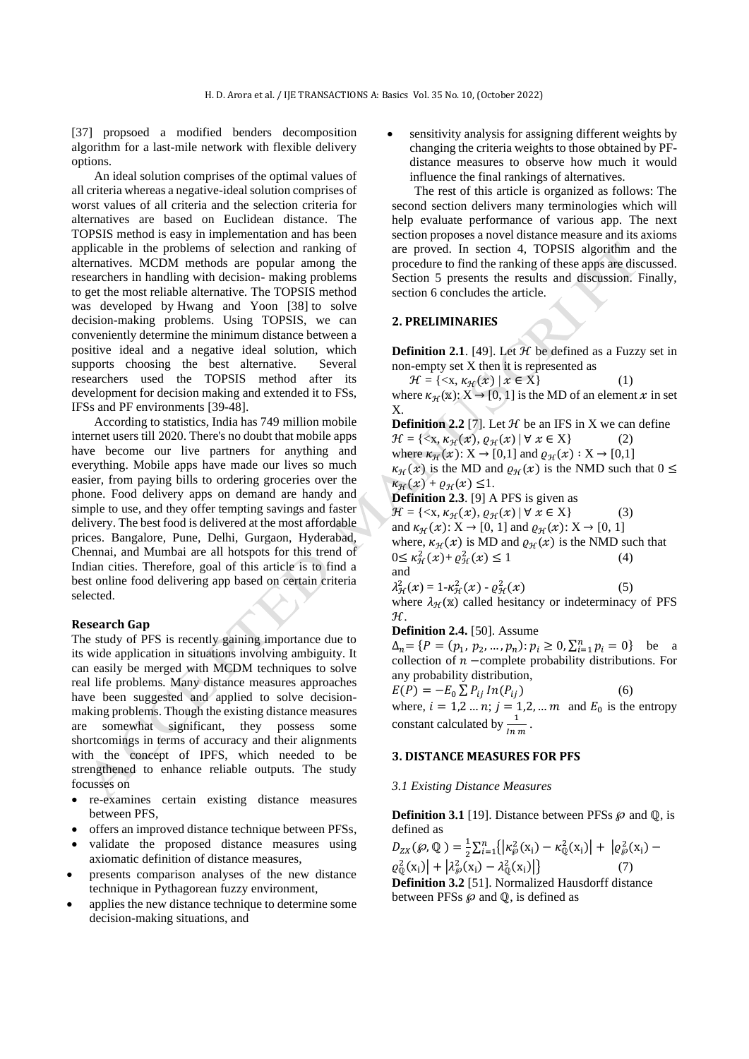[37] propsoed a modified benders decomposition algorithm for a last-mile network with flexible delivery options.

An ideal solution comprises of the optimal values of all criteria whereas a negative-ideal solution comprises of worst values of all criteria and the selection criteria for alternatives are based on Euclidean distance. The TOPSIS method is easy in implementation and has been applicable in the problems of selection and ranking of alternatives. MCDM methods are popular among the researchers in handling with decision- making problems to get the most reliable alternative. The TOPSIS method was developed by Hwang and Yoon [38] to solve decision-making problems. Using TOPSIS, we can conveniently determine the minimum distance between a positive ideal and a negative ideal solution, which supports choosing the best alternative. Several researchers used the TOPSIS method after its development for decision making and extended it to FSs, IFSs and PF environments [39-48].

According to statistics, India has 749 million mobile internet users till 2020. There's no doubt that mobile apps have become our live partners for anything and everything. Mobile apps have made our lives so much easier, from paying bills to ordering groceries over the phone. Food delivery apps on demand are handy and simple to use, and they offer tempting savings and faster delivery. The best food is delivered at the most affordable prices. Bangalore, Pune, Delhi, Gurgaon, Hyderabad, Chennai, and Mumbai are all hotspots for this trend of Indian cities. Therefore, goal of this article is to find a best online food delivering app based on certain criteria selected.

**Research Gap**

The study of PFS is recently gaining importance due to its wide application in situations involving ambiguity. It can easily be merged with MCDM techniques to solve real life problems. Many distance measures approaches have been suggested and applied to solve decision-making problems. Though the existing distance measures are somewhat significant, they possess some shortcomings in terms of accuracy and their alignments with the concept of IPFS, which needed to be strengthened to enhance reliable outputs. The study focusses on

- re-examines certain existing distance measures between PFS,
- offers an improved distance technique between PFSs,
- validate the proposed distance measures using axiomatic definition of distance measures,
- presents comparison analyses of the new distance technique in Pythagorean fuzzy environment,
- applies the new distance technique to determine some decision-making situations, and
- sensitivity analysis for assigning different weights by changing the criteria weights to those obtained by PF-distance measures to observe how much it would influence the final rankings of alternatives.

The rest of this article is organized as follows: The second section delivers many terminologies which will help evaluate performance of various app. The next section proposes a novel distance measure and its axioms are proved. In section 4, TOPSIS algorithm and the procedure to find the ranking of these apps are discussed. Section 5 presents the results and discussion. Finally, section 6 concludes the article.

## 2. PRELIMINARIES

**Definition 2.1**. [49]. Let $\mathcal{H}$ be defined as a Fuzzy set in non-empty set X then it is represented as

$$\mathcal{H} = \{<\text{x}, \kappa_{\mathcal{H}}(x) \mid x \in \text{X}\} \quad (1)$$

where $\kappa_{\mathcal{H}}(\mathbb{x})$: X → [0, 1] is the MD of an element $x$ in set X.

**Definition 2.2** [7]. Let $\mathcal{H}$ be an IFS in X we can define

$$\mathcal{H} = \{<\text{x}, \kappa_{\mathcal{H}}(x), \varrho_{\mathcal{H}}(x) \mid \forall\, x \in \text{X}\} \quad (2)$$

where $\kappa_{\mathcal{H}}(x)$: X → [0,1] and $\varrho_{\mathcal{H}}(x)$ : X → [0,1]

$\kappa_{\mathcal{H}}(x)$ is the MD and $\varrho_{\mathcal{H}}(x)$ is the NMD such that $0 \leq \kappa_{\mathcal{H}}(x) + \varrho_{\mathcal{H}}(x) \leq 1$.

**Definition 2.3**. [9] A PFS is given as

$$\mathcal{H} = \{<\text{x}, \kappa_{\mathcal{H}}(x), \varrho_{\mathcal{H}}(x) \mid \forall\, x \in \text{X}\} \quad (3)$$

and $\kappa_{\mathcal{H}}(x)$: X → [0, 1] and $\varrho_{\mathcal{H}}(x)$: X → [0, 1]

where, $\kappa_{\mathcal{H}}(x)$ is MD and $\varrho_{\mathcal{H}}(x)$ is the NMD such that

$$0 \leq \kappa_{\mathcal{H}}^2(x) + \varrho_{\mathcal{H}}^2(x) \leq 1 \quad (4)$$

and

$$\lambda_{\mathcal{H}}^2(x) = 1 - \kappa_{\mathcal{H}}^2(x) - \varrho_{\mathcal{H}}^2(x) \quad (5)$$

where $\lambda_{\mathcal{H}}(\mathbb{x})$ called hesitancy or indeterminacy of PFS $\mathcal{H}$.

**Definition 2.4.** [50]. Assume $\Delta_n = \{P = (p_1, p_2, \ldots, p_n): p_i \geq 0, \sum_{i=1}^{n} p_i = 0\}$ be a collection of $n$ −complete probability distributions. For any probability distribution,

$$E(P) = -E_0 \sum P_{ij}\, In(P_{ij}) \quad (6)$$

where, $i = 1,2 \ldots n$; $j = 1,2, \ldots m$ and $E_0$ is the entropy constant calculated by $\frac{1}{In\ m}$.

## 3. DISTANCE MEASURES FOR PFS

### *3.1 Existing Distance Measures*

**Definition 3.1** [19]. Distance between PFSs $\wp$ and $\mathbb{Q}$, is defined as

$$D_{ZX}(\wp, \mathbb{Q}) = \frac{1}{2}\sum_{i=1}^{n}\left\{\left|\kappa_{\wp}^2(\text{x}_\text{i}) - \kappa_{\mathbb{Q}}^2(\text{x}_\text{i})\right| + \left|\varrho_{\wp}^2(\text{x}_\text{i}) - \varrho_{\mathbb{Q}}^2(\text{x}_\text{i})\right| + \left|\lambda_{\wp}^2(\text{x}_\text{i}) - \lambda_{\mathbb{Q}}^2(\text{x}_\text{i})\right|\right\} \quad (7)$$

**Definition 3.2** [51]. Normalized Hausdorff distance between PFSs $\wp$ and $\mathbb{Q}$, is defined as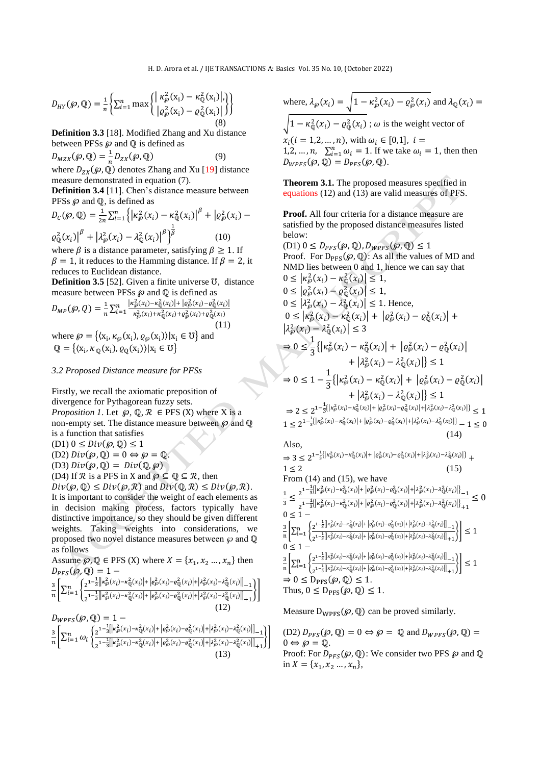$$D_{HY}(\wp,\mathbb{Q}) = \frac{1}{n}\left\{\sum_{i=1}^{n} \max\left\{\begin{matrix} |\kappa_{\wp}^2(x_i) - \kappa_{\mathbb{Q}}^2(x_i)|, \\ |\varrho_{\wp}^2(x_i) - \varrho_{\mathbb{Q}}^2(x_i)| \end{matrix}\right\}\right\} \tag{8}$$

**Definition 3.3** [18]. Modified Zhang and Xu distance between PFSs $\wp$ and $\mathbb{Q}$ is defined as

$$D_{MZX}(\wp,\mathbb{Q}) = \frac{1}{n} D_{ZX}(\wp,\mathbb{Q}) \tag{9}$$

where $D_{ZX}(\wp,\mathbb{Q})$ denotes Zhang and Xu [19] distance measure demonstrated in equation (7).

**Definition 3.4** [11]. Chen's distance measure between PFSs $\wp$ and $\mathbb{Q}$, is defined as

$$D_C(\wp,\mathbb{Q}) = \frac{1}{2n}\sum_{i=1}^{n}\left\{|\kappa_{\wp}^2(x_i) - \kappa_{\mathbb{Q}}^2(x_i)|^{\beta} + |\varrho_{\wp}^2(x_i) - \varrho_{\mathbb{Q}}^2(x_i)|^{\beta} + |\lambda_{\wp}^2(x_i) - \lambda_{\mathbb{Q}}^2(x_i)|^{\beta}\right\}^{\frac{1}{\beta}} \tag{10}$$

where $\beta$ is a distance parameter, satisfying $\beta \geq 1$. If $\beta = 1$, it reduces to the Hamming distance. If $\beta = 2$, it reduces to Euclidean distance.

**Definition 3.5** [52]. Given a finite universe $\mho$, distance measure between PFSs $\wp$ and $\mathbb{Q}$ is defined as

$$D_{MP}(\wp,Q) = \frac{1}{n}\sum_{i=1}^{n}\frac{|\kappa_{\wp}^2(x_i) - \kappa_{\mathbb{Q}}^2(x_i)| + |\varrho_{\wp}^2(x_i) - \varrho_{\mathbb{Q}}^2(x_i)|}{\kappa_{\wp}^2(x_i) + \kappa_{\mathbb{Q}}^2(x_i) + \varrho_{\wp}^2(x_i) + \varrho_{\mathbb{Q}}^2(x_i)} \tag{11}$$

where $\wp = \{\langle x_i, \kappa_{\wp}(x_i), \varrho_{\wp}(x_i)\rangle | x_i \in \mho\}$ and $\mathbb{Q} = \{\langle x_i, \kappa_{\mathbb{Q}}(x_i), \varrho_{Q}(x_i)\rangle | x_i \in \mho\}$

### 3.2 Proposed Distance measure for PFSs

Firstly, we recall the axiomatic preposition of divergence for Pythagorean fuzzy sets.

*Proposition 1*. Let $\wp, \mathbb{Q}, \mathcal{R} \in$ PFS (X) where X is a non-empty set. The distance measure between $\wp$ and $\mathbb{Q}$ is a function that satisfies

(D1) $0 \leq Div(\wp,\mathbb{Q}) \leq 1$

(D2) $Div(\wp,\mathbb{Q}) = 0 \Leftrightarrow \wp = \mathbb{Q}$.

(D3) $Div(\wp,\mathbb{Q}) = Div(\mathbb{Q},\wp)$

(D4) If $\mathcal{R}$ is a PFS in X and $\wp \subseteq \mathbb{Q} \subseteq \mathcal{R}$, then $Div(\wp,\mathbb{Q}) \leq Div(\wp,\mathcal{R})$ and $Div(\mathbb{Q},\mathcal{R}) \leq Div(\wp,\mathcal{R})$.

It is important to consider the weight of each elements as in decision making process, factors typically have distinctive importance, so they should be given different weights. Taking weights into considerations, we proposed two novel distance measures between $\wp$ and $\mathbb{Q}$ as follows

Assume $\wp, \mathbb{Q} \in$ PFS (X) where $X = \{x_1, x_2 \ldots, x_n\}$ then

$$D_{PFS}(\wp,\mathbb{Q}) = 1 - \frac{3}{n}\left[\sum_{i=1}^{n}\left\{\frac{2^{1-\frac{1}{3}\left[|\kappa_{\wp}^2(x_i)-\kappa_{\mathbb{Q}}^2(x_i)| + |\varrho_{\wp}^2(x_i)-\varrho_{\mathbb{Q}}^2(x_i)| + |\lambda_{\wp}^2(x_i)-\lambda_{\mathbb{Q}}^2(x_i)|\right]} - 1}{2^{1-\frac{1}{3}\left[|\kappa_{\wp}^2(x_i)-\kappa_{\mathbb{Q}}^2(x_i)| + |\varrho_{\wp}^2(x_i)-\varrho_{\mathbb{Q}}^2(x_i)| + |\lambda_{\wp}^2(x_i)-\lambda_{\mathbb{Q}}^2(x_i)|\right]} + 1}\right\}\right] \tag{12}$$

$$D_{WPFS}(\wp,\mathbb{Q}) = 1 - \frac{3}{n}\left[\sum_{i=1}^{n}\omega_i\left\{\frac{2^{1-\frac{1}{3}\left[|\kappa_{\wp}^2(x_i)-\kappa_{\mathbb{Q}}^2(x_i)| + |\varrho_{\wp}^2(x_i)-\varrho_{\mathbb{Q}}^2(x_i)| + |\lambda_{\wp}^2(x_i)-\lambda_{\mathbb{Q}}^2(x_i)|\right]} - 1}{2^{1-\frac{1}{3}\left[|\kappa_{\wp}^2(x_i)-\kappa_{\mathbb{Q}}^2(x_i)| + |\varrho_{\wp}^2(x_i)-\varrho_{\mathbb{Q}}^2(x_i)| + |\lambda_{\wp}^2(x_i)-\lambda_{\mathbb{Q}}^2(x_i)|\right]} + 1}\right\}\right] \tag{13}$$

where, $\lambda_{\wp}(x_i) = \sqrt{1 - \kappa_{\wp}^2(x_i) - \varrho_{\wp}^2(x_i)}$ and $\lambda_{\mathbb{Q}}(x_i) = \sqrt{1 - \kappa_{\mathbb{Q}}^2(x_i) - \varrho_{\mathbb{Q}}^2(x_i)}$ ; $\omega$ is the weight vector of $x_i (i = 1,2,\ldots,n)$, with $\omega_i \in [0,1]$, $i = 1,2,\ldots,n$, $\sum_{i=1}^{n}\omega_i = 1$. If we take $\omega_i = 1$, then then $D_{WPFS}(\wp,\mathbb{Q}) = D_{PFS}(\wp,\mathbb{Q})$.

**Theorem 3.1.** The proposed measures specified in equations (12) and (13) are valid measures of PFS.

**Proof.** All four criteria for a distance measure are satisfied by the proposed distance measures listed below:

(D1) $0 \leq D_{PFS}(\wp,\mathbb{Q}), D_{WPFS}(\wp,\mathbb{Q}) \leq 1$

Proof. For $D_{PFS}(\wp,\mathbb{Q})$: As all the values of MD and NMD lies between 0 and 1, hence we can say that

$0 \leq |\kappa_{\wp}^2(x_i) - \kappa_{\mathbb{Q}}^2(x_i)| \leq 1$,

$0 \leq |\varrho_{\wp}^2(x_i) - \varrho_{\mathbb{Q}}^2(x_i)| \leq 1$,

$0 \leq |\lambda_{\wp}^2(x_i) - \lambda_{\mathbb{Q}}^2(x_i)| \leq 1$. Hence,

$0 \leq |\kappa_{\wp}^2(x_i) - \kappa_{\mathbb{Q}}^2(x_i)| + |\varrho_{\wp}^2(x_i) - \varrho_{\mathbb{Q}}^2(x_i)| + |\lambda_{\wp}^2(x_i) - \lambda_{\mathbb{Q}}^2(x_i)| \leq 3$

$$\Rightarrow 0 \leq \frac{1}{3}\{|\kappa_{\wp}^2(x_i) - \kappa_{\mathbb{Q}}^2(x_i)| + |\varrho_{\wp}^2(x_i) - \varrho_{\mathbb{Q}}^2(x_i)| + |\lambda_{\wp}^2(x_i) - \lambda_{\mathbb{Q}}^2(x_i)|\} \leq 1$$

$$\Rightarrow 0 \leq 1 - \frac{1}{3}\{|\kappa_{\wp}^2(x_i) - \kappa_{\mathbb{Q}}^2(x_i)| + |\varrho_{\wp}^2(x_i) - \varrho_{\mathbb{Q}}^2(x_i)| + |\lambda_{\wp}^2(x_i) - \lambda_{\mathbb{Q}}^2(x_i)|\} \leq 1$$

$$\Rightarrow 2 \leq 2^{1-\frac{1}{3}\{|\kappa_{\wp}^2(x_i)-\kappa_{\mathbb{Q}}^2(x_i)| + |\varrho_{\wp}^2(x_i)-\varrho_{\mathbb{Q}}^2(x_i)| + |\lambda_{\wp}^2(x_i)-\lambda_{\mathbb{Q}}^2(x_i)|\}} \leq 1$$

$$1 \leq 2^{1-\frac{1}{3}\{|\kappa_{\wp}^2(x_i)-\kappa_{\mathbb{Q}}^2(x_i)| + |\varrho_{\wp}^2(x_i)-\varrho_{\mathbb{Q}}^2(x_i)| + |\lambda_{\wp}^2(x_i)-\lambda_{\mathbb{Q}}^2(x_i)|\}} - 1 \leq 0 \tag{14}$$

Also,

$$\Rightarrow 3 \leq 2^{1-\frac{1}{3}\{|\kappa_{\wp}^2(x_i)-\kappa_{\mathbb{Q}}^2(x_i)| + |\varrho_{\wp}^2(x_i)-\varrho_{\mathbb{Q}}^2(x_i)| + |\lambda_{\wp}^2(x_i)-\lambda_{\mathbb{Q}}^2(x_i)|\}} + 1 \leq 2 \tag{15}$$

From (14) and (15), we have

$$\frac{1}{3} \leq \frac{2^{1-\frac{1}{3}\left[|\kappa_{\wp}^2(x_i)-\kappa_{\mathbb{Q}}^2(x_i)| + |\varrho_{\wp}^2(x_i)-\varrho_{\mathbb{Q}}^2(x_i)| + |\lambda_{\wp}^2(x_i)-\lambda_{\mathbb{Q}}^2(x_i)|\right]} - 1}{2^{1-\frac{1}{3}\left[|\kappa_{\wp}^2(x_i)-\kappa_{\mathbb{Q}}^2(x_i)| + |\varrho_{\wp}^2(x_i)-\varrho_{\mathbb{Q}}^2(x_i)| + |\lambda_{\wp}^2(x_i)-\lambda_{\mathbb{Q}}^2(x_i)|\right]} + 1} \leq 0$$

$$0 \leq 1 - \frac{3}{n}\left[\sum_{i=1}^{n}\left\{\frac{2^{1-\frac{1}{3}\left[|\kappa_{\wp}^2(x_i)-\kappa_{\mathbb{Q}}^2(x_i)| + |\varrho_{\wp}^2(x_i)-\varrho_{\mathbb{Q}}^2(x_i)| + |\lambda_{\wp}^2(x_i)-\lambda_{\mathbb{Q}}^2(x_i)|\right]} - 1}{2^{1-\frac{1}{3}\left[|\kappa_{\wp}^2(x_i)-\kappa_{\mathbb{Q}}^2(x_i)| + |\varrho_{\wp}^2(x_i)-\varrho_{\mathbb{Q}}^2(x_i)| + |\lambda_{\wp}^2(x_i)-\lambda_{\mathbb{Q}}^2(x_i)|\right]} + 1}\right\}\right] \leq 1$$

$$0 \leq 1 - \frac{3}{n}\left[\sum_{i=1}^{n}\left\{\frac{2^{1-\frac{1}{3}\left[|\kappa_{\wp}^2(x_i)-\kappa_{\mathbb{Q}}^2(x_i)| + |\varrho_{\wp}^2(x_i)-\varrho_{\mathbb{Q}}^2(x_i)| + |\lambda_{\wp}^2(x_i)-\lambda_{\mathbb{Q}}^2(x_i)|\right]} - 1}{2^{1-\frac{1}{3}\left[|\kappa_{\wp}^2(x_i)-\kappa_{\mathbb{Q}}^2(x_i)| + |\varrho_{\wp}^2(x_i)-\varrho_{\mathbb{Q}}^2(x_i)| + |\lambda_{\wp}^2(x_i)-\lambda_{\mathbb{Q}}^2(x_i)|\right]} + 1}\right\}\right] \leq 1$$

$\Rightarrow 0 \leq D_{PFS}(\wp,\mathbb{Q}) \leq 1$.

Thus, $0 \leq D_{PFS}(\wp,\mathbb{Q}) \leq 1$.

Measure $D_{WPFS}(\wp,\mathbb{Q})$ can be proved similarly.

(D2) $D_{PFS}(\wp,\mathbb{Q}) = 0 \Leftrightarrow \wp = \mathbb{Q}$ and $D_{WPFS}(\wp,\mathbb{Q}) = 0 \Leftrightarrow \wp = \mathbb{Q}$.

Proof: For $D_{PFS}(\wp,\mathbb{Q})$: We consider two PFS $\wp$ and $\mathbb{Q}$ in $X = \{x_1, x_2 \ldots, x_n\}$,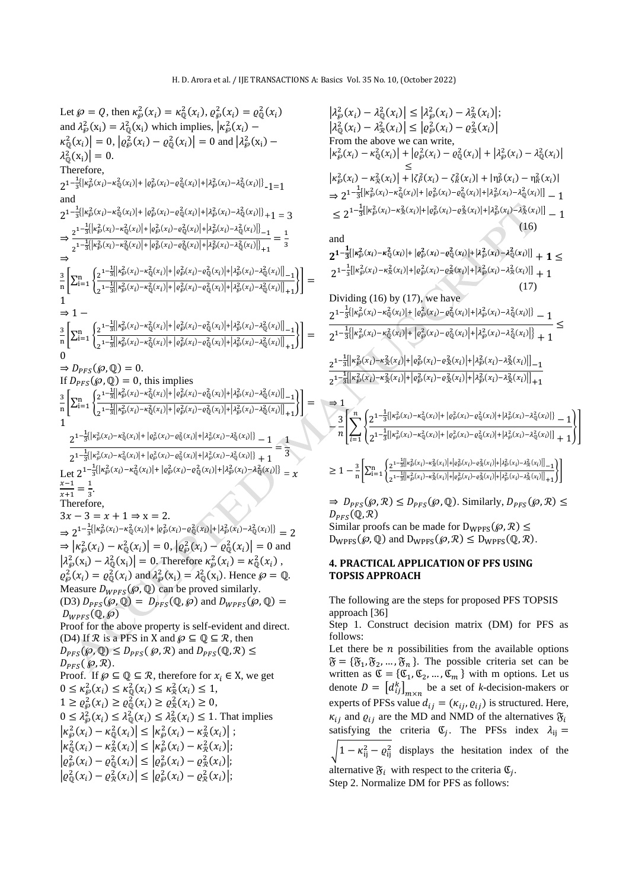Let $\wp = Q$, then $\kappa_{\wp}^2(x_i) = \kappa_{\mathbb{Q}}^2(x_i)$, $\varrho_{\wp}^2(x_i) = \varrho_{\mathbb{Q}}^2(x_i)$ and $\lambda_{\wp}^2(x_i) = \lambda_{\mathbb{Q}}^2(x_i)$ which implies, $|\kappa_{\wp}^2(x_i) - \kappa_{\mathbb{Q}}^2(x_i)| = 0$, $|\varrho_{\wp}^2(x_i) - \varrho_{\mathbb{Q}}^2(x_i)| = 0$ and $|\lambda_{\wp}^2(x_i) - \lambda_{\mathbb{Q}}^2(x_i)| = 0$.

Therefore,

$$2^{1-\frac{1}{3}\{|\kappa_{\wp}^2(x_i)-\kappa_{\mathbb{Q}}^2(x_i)|+|\varrho_{\wp}^2(x_i)-\varrho_{\mathbb{Q}}^2(x_i)|+|\lambda_{\wp}^2(x_i)-\lambda_{\mathbb{Q}}^2(x_i)|\}}-1=1$$

and

$$2^{1-\frac{1}{3}\{|\kappa_{\wp}^2(x_i)-\kappa_{\mathbb{Q}}^2(x_i)|+|\varrho_{\wp}^2(x_i)-\varrho_{\mathbb{Q}}^2(x_i)|+|\lambda_{\wp}^2(x_i)-\lambda_{\mathbb{Q}}^2(x_i)|\}}+1 = 3$$

$$\Rightarrow \frac{2^{1-\frac{1}{3}\{|\kappa_{\wp}^2(x_i)-\kappa_{\mathbb{Q}}^2(x_i)|+|\varrho_{\wp}^2(x_i)-\varrho_{\mathbb{Q}}^2(x_i)|+|\lambda_{\wp}^2(x_i)-\lambda_{\mathbb{Q}}^2(x_i)|\}}-1}{2^{1-\frac{1}{3}\{|\kappa_{\wp}^2(x_i)-\kappa_{\mathbb{Q}}^2(x_i)|+|\varrho_{\wp}^2(x_i)-\varrho_{\mathbb{Q}}^2(x_i)|+|\lambda_{\wp}^2(x_i)-\lambda_{\mathbb{Q}}^2(x_i)|\}}+1} = \frac{1}{3}$$

$$\Rightarrow \frac{3}{n}\left[\sum_{i=1}^{n}\left\{\frac{2^{1-\frac{1}{3}[|\kappa_{\wp}^2(x_i)-\kappa_{\mathbb{Q}}^2(x_i)|+|\varrho_{\wp}^2(x_i)-\varrho_{\mathbb{Q}}^2(x_i)|+|\lambda_{\wp}^2(x_i)-\lambda_{\mathbb{Q}}^2(x_i)|]}-1}{2^{1-\frac{1}{3}[|\kappa_{\wp}^2(x_i)-\kappa_{\mathbb{Q}}^2(x_i)|+|\varrho_{\wp}^2(x_i)-\varrho_{\mathbb{Q}}^2(x_i)|+|\lambda_{\wp}^2(x_i)-\lambda_{\mathbb{Q}}^2(x_i)|]}+1}\right\}\right] = 1$$

$$\Rightarrow 1 - \frac{3}{n}\left[\sum_{i=1}^{n}\left\{\frac{2^{1-\frac{1}{3}[|\kappa_{\wp}^2(x_i)-\kappa_{\mathbb{Q}}^2(x_i)|+|\varrho_{\wp}^2(x_i)-\varrho_{\mathbb{Q}}^2(x_i)|+|\lambda_{\wp}^2(x_i)-\lambda_{\mathbb{Q}}^2(x_i)|]}-1}{2^{1-\frac{1}{3}[|\kappa_{\wp}^2(x_i)-\kappa_{\mathbb{Q}}^2(x_i)|+|\varrho_{\wp}^2(x_i)-\varrho_{\mathbb{Q}}^2(x_i)|+|\lambda_{\wp}^2(x_i)-\lambda_{\mathbb{Q}}^2(x_i)|]}+1}\right\}\right] = 0$$

$\Rightarrow D_{PFS}(\wp, \mathbb{Q}) = 0$.

If $D_{PFS}(\wp, \mathbb{Q}) = 0$, this implies

$$\frac{3}{n}\left[\sum_{i=1}^{n}\left\{\frac{2^{1-\frac{1}{3}[|\kappa_{\wp}^2(x_i)-\kappa_{\mathbb{Q}}^2(x_i)|+|\varrho_{\wp}^2(x_i)-\varrho_{\mathbb{Q}}^2(x_i)|+|\lambda_{\wp}^2(x_i)-\lambda_{\mathbb{Q}}^2(x_i)|]}-1}{2^{1-\frac{1}{3}[|\kappa_{\wp}^2(x_i)-\kappa_{\mathbb{Q}}^2(x_i)|+|\varrho_{\wp}^2(x_i)-\varrho_{\mathbb{Q}}^2(x_i)|+|\lambda_{\wp}^2(x_i)-\lambda_{\mathbb{Q}}^2(x_i)|]}+1}\right\}\right] = 1$$

$$\frac{2^{1-\frac{1}{3}\{|\kappa_{\wp}^2(x_i)-\kappa_{\mathbb{Q}}^2(x_i)|+|\varrho_{\wp}^2(x_i)-\varrho_{\mathbb{Q}}^2(x_i)|+|\lambda_{\wp}^2(x_i)-\lambda_{\mathbb{Q}}^2(x_i)|\}}-1}{2^{1-\frac{1}{3}\{|\kappa_{\wp}^2(x_i)-\kappa_{\mathbb{Q}}^2(x_i)|+|\varrho_{\wp}^2(x_i)-\varrho_{\mathbb{Q}}^2(x_i)|+|\lambda_{\wp}^2(x_i)-\lambda_{\mathbb{Q}}^2(x_i)|\}}+1} = \frac{1}{3}$$

Let $2^{1-\frac{1}{3}\{|\kappa_{\wp}^2(x_i)-\kappa_{\mathbb{Q}}^2(x_i)|+|\varrho_{\wp}^2(x_i)-\varrho_{\mathbb{Q}}^2(x_i)|+|\lambda_{\wp}^2(x_i)-\lambda_{\mathbb{Q}}^2(x_i)|\}} = x$

$\frac{x-1}{x+1} = \frac{1}{3}$.

Therefore,

$3x - 3 = x + 1 \Rightarrow x = 2$.

$\Rightarrow 2^{1-\frac{1}{3}\{|\kappa_{\wp}^2(x_i)-\kappa_{\mathbb{Q}}^2(x_i)|+|\varrho_{\wp}^2(x_i)-\varrho_{\mathbb{Q}}^2(x_i)|+|\lambda_{\wp}^2(x_i)-\lambda_{\mathbb{Q}}^2(x_i)|\}} = 2$

$\Rightarrow |\kappa_{\wp}^2(x_i) - \kappa_{\mathbb{Q}}^2(x_i)| = 0$, $|\varrho_{\wp}^2(x_i) - \varrho_{\mathbb{Q}}^2(x_i)| = 0$ and $|\lambda_{\wp}^2(x_i) - \lambda_{\mathbb{Q}}^2(x_i)| = 0$. Therefore $\kappa_{\wp}^2(x_i) = \kappa_{\mathbb{Q}}^2(x_i)$, $\varrho_{\wp}^2(x_i) = \varrho_{\mathbb{Q}}^2(x_i)$ and $\lambda_{\wp}^2(x_i) = \lambda_{\mathbb{Q}}^2(x_i)$. Hence $\wp = \mathbb{Q}$.

Measure $D_{WPFS}(\wp, \mathbb{Q})$ can be proved similarly.

(D3) $D_{PFS}(\wp, \mathbb{Q}) = D_{PFS}(\mathbb{Q}, \wp)$ and $D_{WPFS}(\wp, \mathbb{Q}) = D_{WPFS}(\mathbb{Q}, \wp)$

Proof for the above property is self-evident and direct.

(D4) If $\mathcal{R}$ is a PFS in X and $\wp \subseteq \mathbb{Q} \subseteq \mathcal{R}$, then $D_{PFS}(\wp, \mathbb{Q}) \geq D_{PFS}(\wp, \mathcal{R})$ and $D_{PFS}(\mathbb{Q}, \mathcal{R}) \leq D_{PFS}(\wp, \mathcal{R})$.

Proof. If $\wp \subseteq \mathbb{Q} \subseteq \mathcal{R}$, therefore for $x_i \in X$, we get

$0 \leq \kappa_{\wp}^2(x_i) \leq \kappa_{\mathbb{Q}}^2(x_i) \leq \kappa_{\mathcal{R}}^2(x_i) \leq 1$,

$1 \geq \varrho_{\wp}^2(x_i) \geq \varrho_{\mathbb{Q}}^2(x_i) \geq \varrho_{\mathcal{R}}^2(x_i) \geq 0$,

$0 \leq \lambda_{\wp}^2(x_i) \leq \lambda_{\mathbb{Q}}^2(x_i) \leq \lambda_{\mathcal{R}}^2(x_i) \leq 1$. That implies

$|\kappa_{\wp}^2(x_i) - \kappa_{\mathbb{Q}}^2(x_i)| \leq |\kappa_{\wp}^2(x_i) - \kappa_{\mathcal{R}}^2(x_i)|$;

$|\kappa_{\mathbb{Q}}^2(x_i) - \kappa_{\mathcal{R}}^2(x_i)| \leq |\kappa_{\wp}^2(x_i) - \kappa_{\mathcal{R}}^2(x_i)|$;

$|\varrho_{\wp}^2(x_i) - \varrho_{\mathbb{Q}}^2(x_i)| \leq |\varrho_{\wp}^2(x_i) - \varrho_{\mathcal{R}}^2(x_i)|$;

$|\varrho_{\mathbb{Q}}^2(x_i) - \varrho_{\mathcal{R}}^2(x_i)| \leq |\varrho_{\wp}^2(x_i) - \varrho_{\mathcal{R}}^2(x_i)|$;

$|\lambda_{\wp}^2(x_i) - \lambda_{\mathbb{Q}}^2(x_i)| \leq |\lambda_{\wp}^2(x_i) - \lambda_{\mathcal{R}}^2(x_i)|$;

$|\lambda_{\mathbb{Q}}^2(x_i) - \lambda_{\mathcal{R}}^2(x_i)| \leq |\varrho_{\wp}^2(x_i) - \varrho_{\mathcal{R}}^2(x_i)|$

From the above we can write,

$$|\kappa_{\wp}^2(x_i) - \kappa_{\mathbb{Q}}^2(x_i)| + |\varrho_{\wp}^2(x_i) - \varrho_{\mathbb{Q}}^2(x_i)| + |\lambda_{\wp}^2(x_i) - \lambda_{\mathbb{Q}}^2(x_i)| \leq |\kappa_{\wp}^2(x_i) - \kappa_{\mathcal{R}}^2(x_i)| + |\zeta_P^2(x_i) - \zeta_R^2(x_i)| + |\eta_P^2(x_i) - \eta_R^2(x_i)|$$

$$\Rightarrow 2^{1-\frac{1}{3}[|\kappa_{\wp}^2(x_i)-\kappa_{\mathbb{Q}}^2(x_i)|+|\varrho_{\wp}^2(x_i)-\varrho_{\mathbb{Q}}^2(x_i)|+|\lambda_{\wp}^2(x_i)-\lambda_{\mathbb{Q}}^2(x_i)|]} - 1 \leq 2^{1-\frac{1}{3}[|\kappa_{\wp}^2(x_i)-\kappa_{\mathcal{R}}^2(x_i)|+|\varrho_{\wp}^2(x_i)-\varrho_{\mathcal{R}}^2(x_i)|+|\lambda_{\wp}^2(x_i)-\lambda_{\mathcal{R}}^2(x_i)|]} - 1 \quad (16)$$

and

$$2^{1-\frac{1}{3}[|\kappa_{\wp}^2(x_i)-\kappa_{\mathbb{Q}}^2(x_i)|+|\varrho_{\wp}^2(x_i)-\varrho_{\mathbb{Q}}^2(x_i)|+|\lambda_{\wp}^2(x_i)-\lambda_{\mathbb{Q}}^2(x_i)|]} + 1 \leq 2^{1-\frac{1}{3}[|\kappa_{\wp}^2(x_i)-\kappa_{\mathcal{R}}^2(x_i)|+|\varrho_{\wp}^2(x_i)-\varrho_{\mathcal{R}}^2(x_i)|+|\lambda_{\wp}^2(x_i)-\lambda_{\mathcal{R}}^2(x_i)|]} + 1 \quad (17)$$

Dividing (16) by (17), we have

$$\frac{2^{1-\frac{1}{3}\{|\kappa_{\wp}^2(x_i)-\kappa_{\mathbb{Q}}^2(x_i)|+|\varrho_{\wp}^2(x_i)-\varrho_{\mathbb{Q}}^2(x_i)|+|\lambda_{\wp}^2(x_i)-\lambda_{\mathbb{Q}}^2(x_i)|\}}-1}{2^{1-\frac{1}{3}\{|\kappa_{\wp}^2(x_i)-\kappa_{\mathbb{Q}}^2(x_i)|+|\varrho_{\wp}^2(x_i)-\varrho_{\mathbb{Q}}^2(x_i)|+|\lambda_{\wp}^2(x_i)-\lambda_{\mathbb{Q}}^2(x_i)|\}}+1} \leq \frac{2^{1-\frac{1}{3}[|\kappa_{\wp}^2(x_i)-\kappa_{\mathcal{R}}^2(x_i)|+|\varrho_{\wp}^2(x_i)-\varrho_{\mathcal{R}}^2(x_i)|+|\lambda_{\wp}^2(x_i)-\lambda_{\mathcal{R}}^2(x_i)|]}-1}{2^{1-\frac{1}{3}[|\kappa_{\wp}^2(x_i)-\kappa_{\mathcal{R}}^2(x_i)|+|\varrho_{\wp}^2(x_i)-\varrho_{\mathcal{R}}^2(x_i)|+|\lambda_{\wp}^2(x_i)-\lambda_{\mathcal{R}}^2(x_i)|]}+1}$$

$$\Rightarrow 1 - \frac{3}{n}\left[\sum_{i=1}^{n}\left\{\frac{2^{1-\frac{1}{3}\{|\kappa_{\wp}^2(x_i)-\kappa_{\mathbb{Q}}^2(x_i)|+|\varrho_{\wp}^2(x_i)-\varrho_{\mathbb{Q}}^2(x_i)|+|\lambda_{\wp}^2(x_i)-\lambda_{\mathbb{Q}}^2(x_i)|\}}-1}{2^{1-\frac{1}{3}\{|\kappa_{\wp}^2(x_i)-\kappa_{\mathbb{Q}}^2(x_i)|+|\varrho_{\wp}^2(x_i)-\varrho_{\mathbb{Q}}^2(x_i)|+|\lambda_{\wp}^2(x_i)-\lambda_{\mathbb{Q}}^2(x_i)|\}}+1}\right\}\right]$$

$$\geq 1 - \frac{3}{n}\left[\sum_{i=1}^{n}\left\{\frac{2^{1-\frac{1}{3}[|\kappa_{\wp}^2(x_i)-\kappa_{\mathcal{R}}^2(x_i)|+|\varrho_{\wp}^2(x_i)-\varrho_{\mathcal{R}}^2(x_i)|+|\lambda_{\wp}^2(x_i)-\lambda_{\mathcal{R}}^2(x_i)|]}-1}{2^{1-\frac{1}{3}[|\kappa_{\wp}^2(x_i)-\kappa_{\mathcal{R}}^2(x_i)|+|\varrho_{\wp}^2(x_i)-\varrho_{\mathcal{R}}^2(x_i)|+|\lambda_{\wp}^2(x_i)-\lambda_{\mathcal{R}}^2(x_i)|]}+1}\right\}\right]$$

$\Rightarrow D_{PFS}(\wp, \mathcal{R}) \leq D_{PFS}(\wp, \mathbb{Q})$. Similarly, $D_{PFS}(\wp, \mathcal{R}) \leq D_{PFS}(\mathbb{Q}, \mathcal{R})$

Similar proofs can be made for $D_{WPFS}(\wp, \mathcal{R}) \leq D_{WPFS}(\wp, \mathbb{Q})$ and $D_{WPFS}(\wp, \mathcal{R}) \leq D_{WPFS}(\mathbb{Q}, \mathcal{R})$.

## 4. PRACTICAL APPLICATION OF PFS USING TOPSIS APPROACH

The following are the steps for proposed PFS TOPSIS approach [36]

Step 1. Construct decision matrix (DM) for PFS as follows:

Let there be $n$ possibilities from the available options $\mathfrak{F} = \{\mathfrak{F}_1, \mathfrak{F}_2, \ldots, \mathfrak{F}_n\}$. The possible criteria set can be written as $\mathfrak{C} = \{\mathfrak{C}_1, \mathfrak{C}_2, \ldots, \mathfrak{C}_m\}$ with m options. Let us denote $D = [d_{ij}^k]_{m \times n}$ be a set of *k*-decision-makers or experts of PFSs value $d_{ij} = (\kappa_{ij}, \varrho_{ij})$ is structured. Here, $\kappa_{ij}$ and $\varrho_{ij}$ are the MD and NMD of the alternatives $\mathfrak{F}_i$ satisfying the criteria $\mathfrak{C}_j$. The PFSs index $\lambda_{ij} = \sqrt{1 - \kappa_{ij}^2 - \varrho_{ij}^2}$ displays the hesitation index of the alternative $\mathfrak{F}_i$ with respect to the criteria $\mathfrak{C}_j$.

Step 2. Normalize DM for PFS as follows: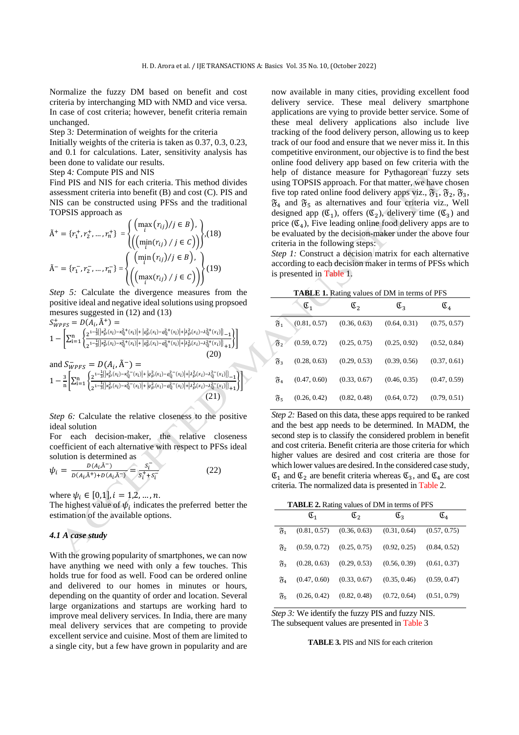Normalize the fuzzy DM based on benefit and cost criteria by interchanging MD with NMD and vice versa. In case of cost criteria; however, benefit criteria remain unchanged.

Step 3*:* Determination of weights for the criteria

Initially weights of the criteria is taken as 0.37, 0.3, 0.23, and 0.1 for calculations. Later, sensitivity analysis has been done to validate our results.

Step 4*:* Compute PIS and NIS

Find PIS and NIS for each criteria. This method divides assessment criteria into benefit (B) and cost (C). PIS and NIS can be constructed using PFSs and the traditional TOPSIS approach as

$$\tilde{A}^{+}=\{r_1^{+},r_2^{+},\dots,r_n^{+}\}=\left\{\begin{matrix}\left(\max\limits_i(r_{ij})/j\in B\right),\\ \left(\left(\min\limits_i(r_{ij})\;/\;j\in C\right)\right)\end{matrix}\right\} \quad (18)$$

$$\tilde{A}^{-}=\{r_1^{-},r_2^{-},\dots,r_n^{-}\}=\left\{\begin{matrix}\left(\min\limits_i(r_{ij})/j\in B\right),\\ \left(\left(\max\limits_i(r_{ij})\;/\;j\in C\right)\right)\end{matrix}\right\} \quad (19)$$

*Step 5:* Calculate the divergence measures from the positive ideal and negative ideal solutions using propsoed mesures suggested in (12) and (13)

$$S_{WPFS}^{+}=D(A_i,\tilde{A}^{+})=$$
$$1-\left[\sum_{i=1}^{n}\left\{\frac{2^{1-\frac{1}{3}\left[\left|\kappa_{\wp}^{2}(x_i)-\kappa_{\mathbb{Q}}^{2+}(x_i)\right|+\left|\varrho_{\wp}^{2}(x_i)-\varrho_{\mathbb{Q}}^{2+}(x_i)\right|+\left|\lambda_{\wp}^{2}(x_i)-\lambda_{\mathbb{Q}}^{2+}(x_i)\right|\right]}-1}{2^{1-\frac{1}{3}\left[\left|\kappa_{\wp}^{2}(x_i)-\kappa_{\mathbb{Q}}^{2+}(x_i)\right|+\left|\varrho_{\wp}^{2}(x_i)-\varrho_{\mathbb{Q}}^{2+}(x_i)\right|+\left|\lambda_{\wp}^{2}(x_i)-\lambda_{\mathbb{Q}}^{2+}(x_i)\right|\right]}+1}\right\}\right] \quad (20)$$

and $S_{WPFS}^{-}=D(A_i,\tilde{A}^{-})=$
$$1-\frac{3}{n}\left[\sum_{i=1}^{n}\left\{\frac{2^{1-\frac{1}{3}\left[\left|\kappa_{\wp}^{2}(x_i)-\kappa_{\mathbb{Q}}^{2-}(x_i)\right|+\left|\varrho_{\wp}^{2}(x_i)-\varrho_{\mathbb{Q}}^{2-}(x_i)\right|+\left|\lambda_{\wp}^{2}(x_i)-\lambda_{\mathbb{Q}}^{2-}(x_i)\right|\right]}-1}{2^{1-\frac{1}{3}\left[\left|\kappa_{\wp}^{2}(x_i)-\kappa_{\mathbb{Q}}^{2-}(x_i)\right|+\left|\varrho_{\wp}^{2}(x_i)-\varrho_{\mathbb{Q}}^{2-}(x_i)\right|+\left|\lambda_{\wp}^{2}(x_i)-\lambda_{\mathbb{Q}}^{2-}(x_i)\right|\right]}+1}\right\}\right] \quad (21)$$

*Step 6:* Calculate the relative closeness to the positive ideal solution

For each decision-maker, the relative closeness coefficient of each alternative with respect to PFSs ideal solution is determined as

$$\psi_i=\frac{D(A_i,\tilde{A}^{-})}{D(A_i,\tilde{A}^{+})+D(A_i,\tilde{A}^{-})}=\frac{S_i^{-}}{S_i^{+}+S_i^{-}} \quad (22)$$

where $\psi_i\in[0,1], i=1,2,\dots,n$.

The highest value of $\psi_i$ indicates the preferred better the estimation of the available options.

#### *4.1 A case study*

With the growing popularity of smartphones, we can now have anything we need with only a few touches. This holds true for food as well. Food can be ordered online and delivered to our homes in minutes or hours, depending on the quantity of order and location. Several large organizations and startups are working hard to improve meal delivery services. In India, there are many meal delivery services that are competing to provide excellent service and cuisine. Most of them are limited to a single city, but a few have grown in popularity and are now available in many cities, providing excellent food delivery service. These meal delivery smartphone applications are vying to provide better service. Some of these meal delivery applications also include live tracking of the food delivery person, allowing us to keep track of our food and ensure that we never miss it. In this competitive environment, our objective is to find the best online food delivery app based on few criteria with the help of distance measure for Pythagorean fuzzy sets using TOPSIS approach. For that matter, we have chosen five top rated online food delivery apps viz., $\mathfrak{F}_1$, $\mathfrak{F}_2$, $\mathfrak{F}_3$, $\mathfrak{F}_4$ and $\mathfrak{F}_5$ as alternatives and four criteria viz., Well designed app ($\mathfrak{C}_1$), offers ($\mathfrak{C}_2$), delivery time ($\mathfrak{C}_3$) and price ($\mathfrak{C}_4$), Five leading online food delivery apps are to be evaluated by the decision-maker under the above four criteria in the following steps:

*Step 1:* Construct a decision matrix for each alternative according to each decision maker in terms of PFSs which is presented in Table 1.

**TABLE 1.** Rating values of DM in terms of PFS

| | $\mathfrak{C}_1$ | $\mathfrak{C}_2$ | $\mathfrak{C}_3$ | $\mathfrak{C}_4$ |
|---|---|---|---|---|
| $\mathfrak{F}_1$ | (0.81, 0.57) | (0.36, 0.63) | (0.64, 0.31) | (0.75, 0.57) |
| $\mathfrak{F}_2$ | (0.59, 0.72) | (0.25, 0.75) | (0.25, 0.92) | (0.52, 0.84) |
| $\mathfrak{F}_3$ | (0.28, 0.63) | (0.29, 0.53) | (0.39, 0.56) | (0.37, 0.61) |
| $\mathfrak{F}_4$ | (0.47, 0.60) | (0.33, 0.67) | (0.46, 0.35) | (0.47, 0.59) |
| $\mathfrak{F}_5$ | (0.26, 0.42) | (0.82, 0.48) | (0.64, 0.72) | (0.79, 0.51) |

*Step 2:* Based on this data, these apps required to be ranked and the best app needs to be determined. In MADM, the second step is to classify the considered problem in benefit and cost criteria. Benefit criteria are those criteria for which higher values are desired and cost criteria are those for which lower values are desired. In the considered case study, $\mathfrak{C}_1$ and $\mathfrak{C}_2$ are benefit criteria whereas $\mathfrak{C}_3$, and $\mathfrak{C}_4$ are cost criteria. The normalized data is presented in Table 2.

**TABLE 2.** Rating values of DM in terms of PFS

| | $\mathfrak{C}_1$ | $\mathfrak{C}_2$ | $\mathfrak{C}_3$ | $\mathfrak{C}_4$ |
|---|---|---|---|---|
| $\mathfrak{F}_1$ | (0.81, 0.57) | (0.36, 0.63) | (0.31, 0.64) | (0.57, 0.75) |
| $\mathfrak{F}_2$ | (0.59, 0.72) | (0.25, 0.75) | (0.92, 0.25) | (0.84, 0.52) |
| $\mathfrak{F}_3$ | (0.28, 0.63) | (0.29, 0.53) | (0.56, 0.39) | (0.61, 0.37) |
| $\mathfrak{F}_4$ | (0.47, 0.60) | (0.33, 0.67) | (0.35, 0.46) | (0.59, 0.47) |
| $\mathfrak{F}_5$ | (0.26, 0.42) | (0.82, 0.48) | (0.72, 0.64) | (0.51, 0.79) |

*Step 3:* We identify the fuzzy PIS and fuzzy NIS. The subsequent values are presented in Table 3

**TABLE 3.** PIS and NIS for each criterion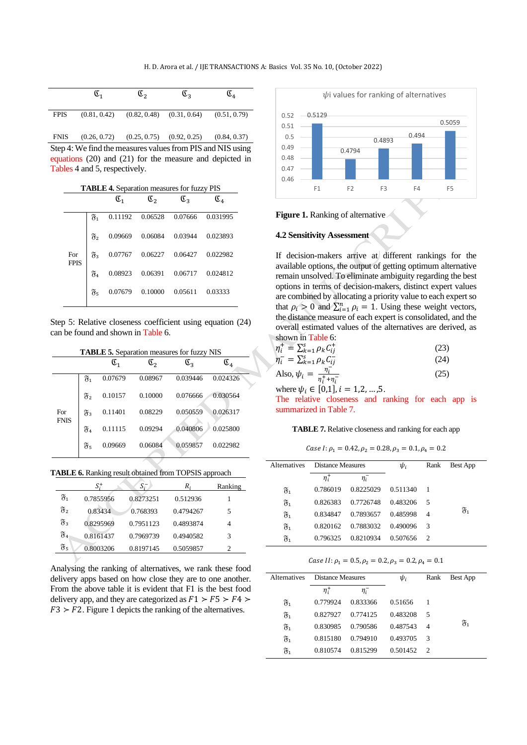|  | $\mathfrak{C}_1$ | $\mathfrak{C}_2$ | $\mathfrak{C}_3$ | $\mathfrak{C}_4$ |
|---|---|---|---|---|
| FPIS | (0.81, 0.42) | (0.82, 0.48) | (0.31, 0.64) | (0.51, 0.79) |
| FNIS | (0.26, 0.72) | (0.25, 0.75) | (0.92, 0.25) | (0.84, 0.37) |

Step 4: We find the measures values from PIS and NIS using equations (20) and (21) for the measure and depicted in Tables 4 and 5, respectively.

**TABLE 4.** Separation measures for fuzzy PIS

|  |  | $\mathfrak{C}_1$ | $\mathfrak{C}_2$ | $\mathfrak{C}_3$ | $\mathfrak{C}_4$ |
|---|---|---|---|---|---|
| For FPIS | $\mathfrak{F}_1$ | 0.11192 | 0.06528 | 0.07666 | 0.031995 |
|  | $\mathfrak{F}_2$ | 0.09669 | 0.06084 | 0.03944 | 0.023893 |
|  | $\mathfrak{F}_3$ | 0.07767 | 0.06227 | 0.06427 | 0.022982 |
|  | $\mathfrak{F}_4$ | 0.08923 | 0.06391 | 0.06717 | 0.024812 |
|  | $\mathfrak{F}_5$ | 0.07679 | 0.10000 | 0.05611 | 0.03333 |

Step 5: Relative closeness coefficient using equation (24) can be found and shown in Table 6.

**TABLE 5.** Separation measures for fuzzy NIS

|  |  | $\mathfrak{C}_1$ | $\mathfrak{C}_2$ | $\mathfrak{C}_3$ | $\mathfrak{C}_4$ |
|---|---|---|---|---|---|
| For FNIS | $\mathfrak{F}_1$ | 0.07679 | 0.08967 | 0.039446 | 0.024326 |
|  | $\mathfrak{F}_2$ | 0.10157 | 0.10000 | 0.076666 | 0.030564 |
|  | $\mathfrak{F}_3$ | 0.11401 | 0.08229 | 0.050559 | 0.026317 |
|  | $\mathfrak{F}_4$ | 0.11115 | 0.09294 | 0.040806 | 0.025800 |
|  | $\mathfrak{F}_5$ | 0.09669 | 0.06084 | 0.059857 | 0.022982 |

**TABLE 6.** Ranking result obtained from TOPSIS approach

|  | $S_i^+$ | $S_i^-$ | $R_i$ | Ranking |
|---|---|---|---|---|
| $\mathfrak{F}_1$ | 0.7855956 | 0.8273251 | 0.512936 | 1 |
| $\mathfrak{F}_2$ | 0.83434 | 0.768393 | 0.4794267 | 5 |
| $\mathfrak{F}_3$ | 0.8295969 | 0.7951123 | 0.4893874 | 4 |
| $\mathfrak{F}_4$ | 0.8161437 | 0.7969739 | 0.4940582 | 3 |
| $\mathfrak{F}_5$ | 0.8003206 | 0.8197145 | 0.5059857 | 2 |

Analysing the ranking of alternatives, we rank these food delivery apps based on how close they are to one another. From the above table it is evident that F1 is the best food delivery app, and they are categorized as $F1 > F5 > F4 > F3 > F2$. Figure 1 depicts the ranking of the alternatives.

**Figure 1.** Ranking of alternative

## 4.2 Sensitivity Assessment

If decision-makers arrive at different rankings for the available options, the output of getting optimum alternative remain unsolved. To eliminate ambiguity regarding the best options in terms of decision-makers, distinct expert values are combined by allocating a priority value to each expert so that $\rho_i > 0$ and $\sum_{i=1}^{n} \rho_i = 1$. Using these weight vectors, the distance measure of each expert is consolidated, and the overall estimated values of the alternatives are derived, as shown in Table 6:

$$\eta_i^+ = \sum_{k=1}^{s} \rho_k C_{ij}^+ \tag{23}$$

$$\eta_i^- = \sum_{k=1}^{s} \rho_k C_{ij}^- \tag{24}$$

Also, $$\psi_i = \frac{\eta_i^-}{\eta_i^+ + \eta_i^-} \tag{25}$$

where $\psi_i \in [0,1], i = 1,2, \ldots, 5$.

The relative closeness and ranking for each app is summarized in Table 7.

**TABLE 7.** Relative closeness and ranking for each app

*Case I*: $\rho_1 = 0.42, \rho_2 = 0.28, \rho_3 = 0.1, \rho_4 = 0.2$

| Alternatives | Distance Measures $\eta_i^+$ | $\eta_i^-$ | $\psi_i$ | Rank | Best App |
|---|---|---|---|---|---|
| $\mathfrak{F}_1$ | 0.786019 | 0.8225029 | 0.511340 | 1 | $\mathfrak{F}_1$ |
| $\mathfrak{F}_1$ | 0.826383 | 0.7726748 | 0.483206 | 5 |  |
| $\mathfrak{F}_1$ | 0.834847 | 0.7893657 | 0.485998 | 4 |  |
| $\mathfrak{F}_1$ | 0.820162 | 0.7883032 | 0.490096 | 3 |  |
| $\mathfrak{F}_1$ | 0.796325 | 0.8210934 | 0.507656 | 2 |  |

*Case II*: $\rho_1 = 0.5, \rho_2 = 0.2, \rho_3 = 0.2, \rho_4 = 0.1$

| Alternatives | Distance Measures $\eta_i^+$ | $\eta_i^-$ | $\psi_i$ | Rank | Best App |
|---|---|---|---|---|---|
| $\mathfrak{F}_1$ | 0.779924 | 0.833366 | 0.51656 | 1 | $\mathfrak{F}_1$ |
| $\mathfrak{F}_1$ | 0.827927 | 0.774125 | 0.483208 | 5 |  |
| $\mathfrak{F}_1$ | 0.830985 | 0.790586 | 0.487543 | 4 |  |
| $\mathfrak{F}_1$ | 0.815180 | 0.794910 | 0.493705 | 3 |  |
| $\mathfrak{F}_1$ | 0.810574 | 0.815299 | 0.501452 | 2 |  |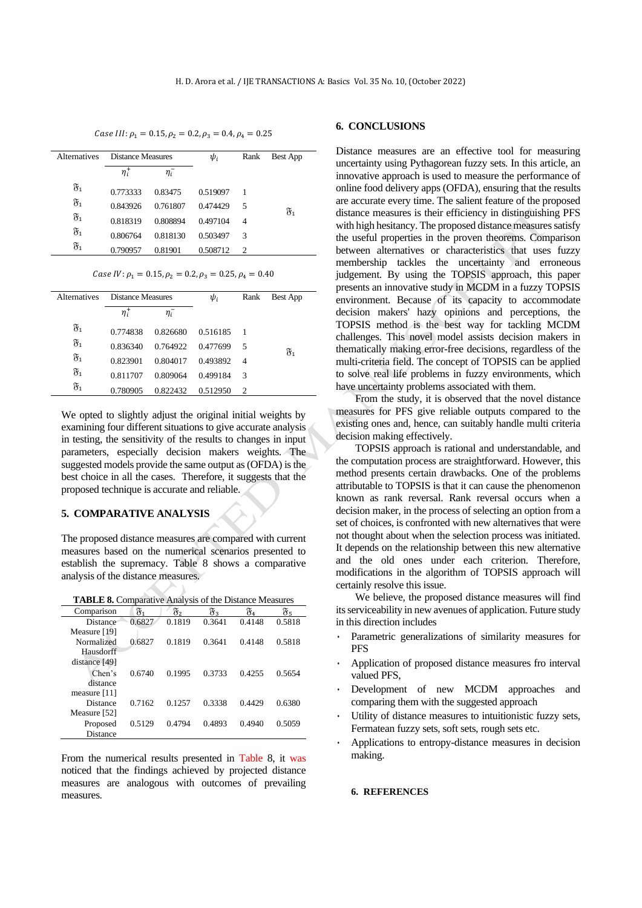*Case III*: $\rho_1 = 0.15, \rho_2 = 0.2, \rho_3 = 0.4, \rho_4 = 0.25$

| Alternatives | Distance Measures | | $\psi_i$ | Rank | Best App |
|---|---|---|---|---|---|
| | $\eta_i^+$ | $\eta_i^-$ | | | |
| $\mathfrak{F}_1$ | 0.773333 | 0.83475 | 0.519097 | 1 | |
| $\mathfrak{F}_1$ | 0.843926 | 0.761807 | 0.474429 | 5 | |
| $\mathfrak{F}_1$ | 0.818319 | 0.808894 | 0.497104 | 4 | $\mathfrak{F}_1$ |
| $\mathfrak{F}_1$ | 0.806764 | 0.818130 | 0.503497 | 3 | |
| $\mathfrak{F}_1$ | 0.790957 | 0.81901 | 0.508712 | 2 | |

*Case IV*: $\rho_1 = 0.15, \rho_2 = 0.2, \rho_3 = 0.25, \rho_4 = 0.40$

| Alternatives | Distance Measures | | $\psi_i$ | Rank | Best App |
|---|---|---|---|---|---|
| | $\eta_i^+$ | $\eta_i^-$ | | | |
| $\mathfrak{F}_1$ | 0.774838 | 0.826680 | 0.516185 | 1 | |
| $\mathfrak{F}_1$ | 0.836340 | 0.764922 | 0.477699 | 5 | |
| $\mathfrak{F}_1$ | 0.823901 | 0.804017 | 0.493892 | 4 | $\mathfrak{F}_1$ |
| $\mathfrak{F}_1$ | 0.811707 | 0.809064 | 0.499184 | 3 | |
| $\mathfrak{F}_1$ | 0.780905 | 0.822432 | 0.512950 | 2 | |

We opted to slightly adjust the original initial weights by examining four different situations to give accurate analysis in testing, the sensitivity of the results to changes in input parameters, especially decision makers weights. The suggested models provide the same output as (OFDA) is the best choice in all the cases. Therefore, it suggests that the proposed technique is accurate and reliable.

## 5. COMPARATIVE ANALYSIS

The proposed distance measures are compared with current measures based on the numerical scenarios presented to establish the supremacy. Table 8 shows a comparative analysis of the distance measures.

**TABLE 8.** Comparative Analysis of the Distance Measures

| Comparison | $\mathfrak{F}_1$ | $\mathfrak{F}_2$ | $\mathfrak{F}_3$ | $\mathfrak{F}_4$ | $\mathfrak{F}_5$ |
|---|---|---|---|---|---|
| Distance Measure [19] | 0.6827 | 0.1819 | 0.3641 | 0.4148 | 0.5818 |
| Normalized Hausdorff distance [49] | 0.6827 | 0.1819 | 0.3641 | 0.4148 | 0.5818 |
| Chen's distance measure [11] | 0.6740 | 0.1995 | 0.3733 | 0.4255 | 0.5654 |
| Distance Measure [52] | 0.7162 | 0.1257 | 0.3338 | 0.4429 | 0.6380 |
| Proposed Distance | 0.5129 | 0.4794 | 0.4893 | 0.4940 | 0.5059 |

From the numerical results presented in Table 8, it was noticed that the findings achieved by projected distance measures are analogous with outcomes of prevailing measures.

## 6. CONCLUSIONS

Distance measures are an effective tool for measuring uncertainty using Pythagorean fuzzy sets. In this article, an innovative approach is used to measure the performance of online food delivery apps (OFDA), ensuring that the results are accurate every time. The salient feature of the proposed distance measures is their efficiency in distinguishing PFS with high hesitancy. The proposed distance measures satisfy the useful properties in the proven theorems. Comparison between alternatives or characteristics that uses fuzzy membership tackles the uncertainty and erroneous judgement. By using the TOPSIS approach, this paper presents an innovative study in MCDM in a fuzzy TOPSIS environment. Because of its capacity to accommodate decision makers' hazy opinions and perceptions, the TOPSIS method is the best way for tackling MCDM challenges. This novel model assists decision makers in thematically making error-free decisions, regardless of the multi-criteria field. The concept of TOPSIS can be applied to solve real life problems in fuzzy environments, which have uncertainty problems associated with them.

From the study, it is observed that the novel distance measures for PFS give reliable outputs compared to the existing ones and, hence, can suitably handle multi criteria decision making effectively.

TOPSIS approach is rational and understandable, and the computation process are straightforward. However, this method presents certain drawbacks. One of the problems attributable to TOPSIS is that it can cause the phenomenon known as rank reversal. Rank reversal occurs when a decision maker, in the process of selecting an option from a set of choices, is confronted with new alternatives that were not thought about when the selection process was initiated. It depends on the relationship between this new alternative and the old ones under each criterion. Therefore, modifications in the algorithm of TOPSIS approach will certainly resolve this issue.

We believe, the proposed distance measures will find its serviceability in new avenues of application. Future study in this direction includes

- Parametric generalizations of similarity measures for PFS
- Application of proposed distance measures fro interval valued PFS,
- Development of new MCDM approaches and comparing them with the suggested approach
- Utility of distance measures to intuitionistic fuzzy sets, Fermatean fuzzy sets, soft sets, rough sets etc.
- Applications to entropy-distance measures in decision making.

## 6. REFERENCES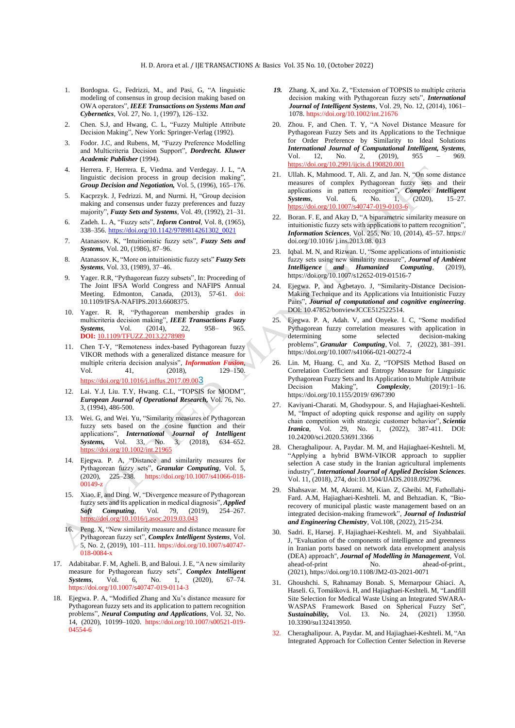1. Bordogna. G., Fedrizzi, M., and Pasi, G, "A linguistic modeling of consensus in group decision making based on OWA operators", ***IEEE Transactions on Systems Man and Cybernetics***, Vol. 27, No. 1, (1997), 126–132.

2. Chen. S.J, and Hwang, C. L, "Fuzzy Multiple Attribute Decision Making", New York: Springer-Verlag (1992).

3. Fodor. J.C, and Rubens, M, "Fuzzy Preference Modelling and Multicriteria Decision Support", ***Dordrecht. Kluwer Academic Publisher*** (1994).

4. Herrera. F, Herrera. E, Viedma. and Verdegay. J. L, "A linguistic decision process in group decision making", ***Group Decision and Negotiation,*** Vol. 5, (1996), 165–176.

5. Kacprzyk. J, Fedrizzi. M, and Nurmi. H, "Group decision making and consensus under fuzzy preferences and fuzzy majority", ***Fuzzy Sets and Systems***, Vol. 49, (1992), 21–31.

6. Zadeh. L. A, "Fuzzy sets", ***Inform Control***, Vol. 8, (1965), 338–356. https://doi.org/10.1142/9789814261302_0021

7. Atanassov. K, "Intuitionistic fuzzy sets", ***Fuzzy Sets and Systems***, Vol. 20, (1986), 87–96.

8. Atanassov. K, "More on intuitionistic fuzzy sets" ***Fuzzy Sets Systems***, Vol. 33, (1989), 37–46.

9. Yager. R.R, "Pythagorean fuzzy subsets", In: Proceeding of The Joint IFSA World Congress and NAFIPS Annual Meeting. Edmonton, Canada, (2013), 57-61. doi: 10.1109/IFSA-NAFIPS.2013.6608375.

10. Yager. R. R, "Pythagorean membership grades in multicriteria decision making", ***IEEE Transactions Fuzzy Systems***, Vol. 22, (2014), 958– 965. **DOI:** 10.1109/TFUZZ.2013.2278989

11. Chen T-Y, "Remoteness index-based Pythagorean fuzzy VIKOR methods with a generalized distance measure for multiple criteria decision analysis", ***Information Fusion***, Vol. 41, (2018), 129–150. https://doi.org/10.1016/j.inffus.2017.09.003

12. Lai. Y.J, Liu. T.Y, Hwang. C.L, "TOPSIS for MODM", ***European Journal of Operational Research,*** Vol. 76, No. 3, (1994), 486-500.

13. Wei. G, and Wei. Yu, "Similarity measures of Pythagorean fuzzy sets based on the cosine function and their applications", ***International Journal of Intelligent Systems,*** Vol. 33, No. 3, (2018), 634–652. https://doi.org/10.1002/int.21965

14. Ejegwa. P. A, "Distance and similarity measures for Pythagorean fuzzy sets", ***Granular Computing***, Vol. 5, (2020), 225–238. https://doi.org/10.1007/s41066-018-00149-z

15. Xiao. F, and Ding. W, "Divergence measure of Pythagorean fuzzy sets and its application in medical diagnosis", ***Applied Soft Computing***, Vol. 79, (2019), 254–267. https://doi.org/10.1016/j.asoc.2019.03.043

16. Peng. X, "New similarity measure and distance measure for Pythagorean fuzzy set", ***Complex Intelligent Systems***, Vol. 5, No. 2, (2019), 101–111. https://doi.org/10.1007/s40747-018-0084-x

17. Adabitabar. F. M, Agheli. B, and Balouí. J. E, "A new similarity measure for Pythagorean fuzzy sets", ***Complex Intelligent Systems***, Vol. 6, No. 1, (2020), 67–74. https://doi.org/10.1007/s40747-019-0114-3

18. Ejegwa. P. A, "Modified Zhang and Xu's distance measure for Pythagorean fuzzy sets and its application to pattern recognition problems", ***Neural Computing and Applications***, Vol. 32, No. 14, (2020), 10199–1020. https://doi.org/10.1007/s00521-019-04554-6

19. Zhang. X, and Xu. Z, "Extension of TOPSIS to multiple criteria decision making with Pythagorean fuzzy sets", ***International Journal of Intelligent Systems***, Vol. 29, No. 12, (2014), 1061–1078. https://doi.org/10.1002/int.21676

20. Zhou. F, and Chen. T. Y, "A Novel Distance Measure for Pythagorean Fuzzy Sets and its Applications to the Technique for Order Preference by Similarity to Ideal Solutions ***International Journal of Computational Intelligent, Systems***, Vol. 12, No. 2, (2019), 955 – 969. https://doi.org/10.2991/ijcis.d.190820.001

21. Ullah. K, Mahmood. T, Ali. Z, and Jan. N, "On some distance measures of complex Pythagorean fuzzy sets and their applications in pattern recognition", ***Complex Intelligent Systems***, Vol. 6, No. 1, (2020), 15–27. https://doi.org/10.1007/s40747-019-0103-6

22. Boran. F. E, and Akay D, "A biparametric similarity measure on intuitionistic fuzzy sets with applications to pattern recognition", ***Information Sciences***, Vol. 255, No. 10, (2014), 45–57. https:// doi.org/10.1016/ j.ins.2013.08. 013

23. Iqbal. M. N, and Rizwan. U, "Some applications of intuitionistic fuzzy sets using new similarity measure", ***Journal of Ambient Intelligence and Humanized Computing***, (2019), https://doi.org/10.1007/s12652-019-01516-7

24. Ejegwa. P, and Agbetayo. J, "Similarity-Distance Decision-Making Technique and its Applications via Intuitionistic Fuzzy Pairs", ***Journal of computational and cognitive engineering***. DOI: 10.47852/bonviewJCCE512522514.

25. Ejegwa. P. A, Adah. V, and Onyeke. I. C, "Some modified Pythagorean fuzzy correlation measures with application in determining some selected decision-making problems", ***Granular Computing***, Vol. 7, (2022), 381–391. https://doi.org/10.1007/s41066-021-00272-4

26. Lin. M, Huang. C, and Xu. Z, "TOPSIS Method Based on Correlation Coefficient and Entropy Measure for Linguistic Pythagorean Fuzzy Sets and Its Application to Multiple Attribute Decision Making", ***Complexity***, (2019):1–16. https://doi.org/10.1155/2019/ 6967390

27. Kaviyani-Charati. M, Ghodsypour. S, and Hajiaghaei-Keshteli. M, "Impact of adopting quick response and agility on supply chain competition with strategic customer behavior", ***Scientia Iranica***, Vol. 29, No. 1, (2022), 387-411. DOI: 10.24200/sci.2020.53691.3366

28. Cheraghalipour. A, Paydar. M. M, and Hajiaghaei-Keshteli. M, "Applying a hybrid BWM-VIKOR approach to supplier selection A case study in the Iranian agricultural implements industry", ***International Journal of Applied Decision Sciences***. Vol. 11, (2018), 274, doi:10.1504/IJADS.2018.092796.

29. Shahsavar. M. M, Akrami. M, Kian. Z, Gheibi. M, Fathollahi-Fard. A.M, Hajiaghaei-Keshteli. M, and Behzadian. K, "Bio-recovery of municipal plastic waste management based on an integrated decision-making framework", ***Journal of Industrial and Engineering Chemistry***, Vol.108, (2022), 215-234.

30. Sadri. E, Harsej. F, Hajiaghaei-Keshteli. M, and Siyahbalaii. J, "Evaluation of the components of intelligence and greenness in Iranian ports based on network data envelopment analysis (DEA) approach", ***Journal of Modelling in Management***, Vol. ahead-of-print No. ahead-of-print., (2021), https://doi.org/10.1108/JM2-03-2021-0071

31. Ghoushchi. S, Rahnamay Bonab. S, Memarpour Ghiaci. A, Haseli. G, Tomášková. H, and Hajiaghaei-Keshteli. M, "Landfill Site Selection for Medical Waste Using an Integrated SWARA-WASPAS Framework Based on Spherical Fuzzy Set", ***Sustainability***, Vol. 13. No. 24, (2021) 13950. 10.3390/su132413950.

32. Cheraghalipour. A, Paydar. M, and Hajiaghaei-Keshteli. M, "An Integrated Approach for Collection Center Selection in Reverse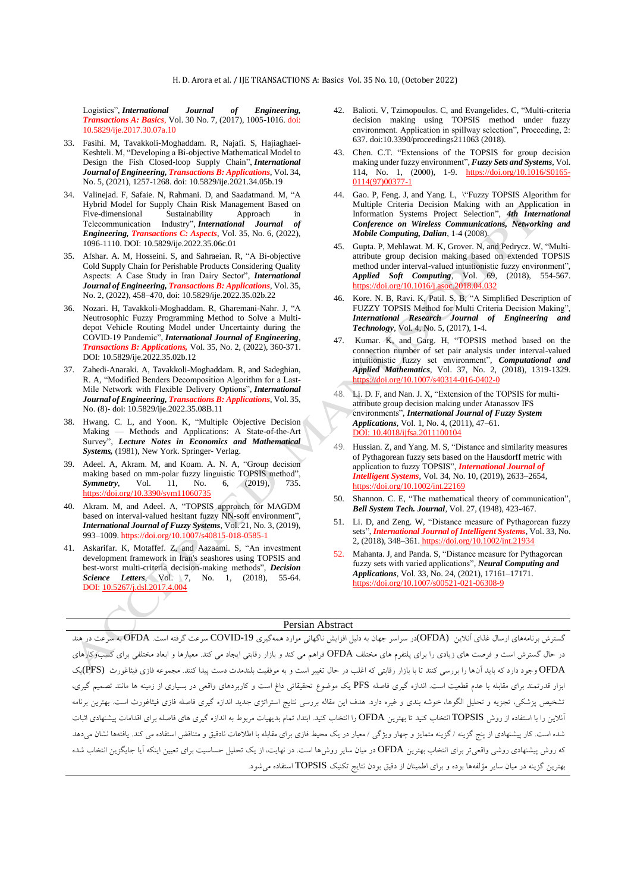Logistics", ***International Journal of Engineering, Transactions A: Basics***, Vol. 30 No. 7, (2017), 1005-1016. doi: 10.5829/ije.2017.30.07a.10

33. Fasihi. M, Tavakkoli-Moghaddam. R, Najafi. S, Hajiaghaei-Keshteli. M, "Developing a Bi-objective Mathematical Model to Design the Fish Closed-loop Supply Chain", ***International Journal of Engineering, Transactions B: Applications***, Vol. 34, No. 5, (2021), 1257-1268. doi: 10.5829/ije.2021.34.05b.19

34. Valinejad. F, Safaie. N, Rahmani. D, and Saadatmand. M, "A Hybrid Model for Supply Chain Risk Management Based on Five-dimensional Sustainability Approach in Telecommunication Industry", ***International Journal of Engineering, Transactions C: Aspects***, Vol. 35, No. 6, (2022), 1096-1110. DOI: 10.5829/ije.2022.35.06c.01

35. Afshar. A. M, Hosseini. S, and Sahraeian. R, "A Bi-objective Cold Supply Chain for Perishable Products Considering Quality Aspects: A Case Study in Iran Dairy Sector", ***International Journal of Engineering, Transactions B: Applications***, Vol. 35, No. 2, (2022), 458–470, doi: 10.5829/ije.2022.35.02b.22

36. Nozari. H, Tavakkoli-Moghaddam. R, Gharemani-Nahr. J, "A Neutrosophic Fuzzy Programming Method to Solve a Multi-depot Vehicle Routing Model under Uncertainty during the COVID-19 Pandemic", ***International Journal of Engineering, Transactions B: Applications***, Vol. 35, No. 2, (2022), 360-371. DOI: 10.5829/ije.2022.35.02b.12

37. Zahedi-Anaraki. A, Tavakkoli-Moghaddam. R, and Sadeghian, R. A, "Modified Benders Decomposition Algorithm for a Last-Mile Network with Flexible Delivery Options", ***International Journal of Engineering, Transactions B: Applications***, Vol. 35, No. (8)- doi: 10.5829/ije.2022.35.08B.11

38. Hwang. C. L, and Yoon. K, "Multiple Objective Decision Making — Methods and Applications: A State-of-the-Art Survey", ***Lecture Notes in Economics and Mathematical Systems***, (1981), New York. Springer- Verlag.

39. Adeel. A, Akram. M, and Koam. A. N. A, "Group decision making based on mm-polar fuzzy linguistic TOPSIS method", ***Symmetry***, Vol. 11, No. 6, (2019), 735. https://doi.org/10.3390/sym11060735

40. Akram. M, and Adeel. A, "TOPSIS approach for MAGDM based on interval-valued hesitant fuzzy NN-soft environment", ***International Journal of Fuzzy Systems***, Vol. 21, No. 3, (2019), 993–1009. https://doi.org/10.1007/s40815-018-0585-1

41. Askarifar. K, Motaffef. Z, and Aazaami. S, "An investment development framework in Iran's seashores using TOPSIS and best-worst multi-criteria decision-making methods", ***Decision Science Letters***, Vol. 7, No. 1, (2018), 55-64. DOI: 10.5267/j.dsl.2017.4.004

42. Balioti. V, Tzimopoulos. C, and Evangelides. C, "Multi-criteria decision making using TOPSIS method under fuzzy environment. Application in spillway selection", Proceeding, 2: 637. doi:10.3390/proceedings211063 (2018).

43. Chen. C.T. "Extensions of the TOPSIS for group decision making under fuzzy environment", ***Fuzzy Sets and Systems***, Vol. 114, No. 1, (2000), 1-9. https://doi.org/10.1016/S0165-0114(97)00377-1

44. Gao. P, Feng. J, and Yang. L, \"Fuzzy TOPSIS Algorithm for Multiple Criteria Decision Making with an Application in Information Systems Project Selection", ***4th International Conference on Wireless Communications, Networking and Mobile Computing, Dalian***, 1-4 (2008).

45. Gupta. P, Mehlawat. M. K, Grover. N, and Pedrycz. W, "Multi-attribute group decision making based on extended TOPSIS method under interval-valued intuitionistic fuzzy environment", ***Applied Soft Computing***, Vol. 69, (2018), 554-567. https://doi.org/10.1016/j.asoc.2018.04.032

46. Kore. N. B, Ravi. K, Patil. S. B, "A Simplified Description of FUZZY TOPSIS Method for Multi Criteria Decision Making", ***International Research Journal of Engineering and Technology***, Vol. 4, No. 5, (2017), 1-4.

47. Kumar. K, and Garg. H, "TOPSIS method based on the connection number of set pair analysis under interval-valued intuitionistic fuzzy set environment", ***Computational and Applied Mathematics***, Vol. 37, No. 2, (2018), 1319-1329. https://doi.org/10.1007/s40314-016-0402-0

48. Li. D. F, and Nan. J. X, "Extension of the TOPSIS for multi-attribute group decision making under Atanassov IFS environments", ***International Journal of Fuzzy System Applications***, Vol. 1, No. 4, (2011), 47–61. DOI: 10.4018/ijfsa.2011100104

49. Hussian. Z, and Yang. M. S, "Distance and similarity measures of Pythagorean fuzzy sets based on the Hausdorff metric with application to fuzzy TOPSIS", ***International Journal of Intelligent Systems***, Vol. 34, No. 10, (2019), 2633–2654, https://doi.org/10.1002/int.22169

50. Shannon. C. E, "The mathematical theory of communication", ***Bell System Tech. Journal***, Vol. 27, (1948), 423-467.

51. Li. D, and Zeng. W, "Distance measure of Pythagorean fuzzy sets", ***International Journal of Intelligent Systems***, Vol. 33, No. 2, (2018), 348–361. https://doi.org/10.1002/int.21934

52. Mahanta. J, and Panda. S, "Distance measure for Pythagorean fuzzy sets with varied applications", ***Neural Computing and Applications***, Vol. 33, No. 24, (2021), 17161–17171. https://doi.org/10.1007/s00521-021-06308-9

## Persian Abstract

گسترش برنامه‌های ارسال غذای آنلاین (OFDA)در سراسر جهان به دلیل افزایش ناگهانی موارد همه‌گیری COVID-19 سرعت گرفته است. OFDA به سرعت در هند در حال گسترش است و فرصت های زیادی را برای پلتفرم های مختلف OFDA فراهم می کند و بازار رقابتی ایجاد می کند. معیارها و ابعاد مختلفی برای کسب‌وکارهای OFDA وجود دارد که باید آن‌ها را بررسی کنند تا با بازار رقابتی که اغلب در حال تغییر است و به موفقیت بلندمدت دست پیدا کنند. مجموعه فازی فیثاغورث (PFS)یک ابزار قدرتمند برای مقابله با عدم قطعیت است. اندازه گیری فاصله PFS یک موضوع تحقیقاتی داغ است و کاربردهای واقعی در بسیاری از زمینه ها مانند تصمیم گیری، تشخیص پزشکی، تجزیه و تحلیل الگوها، خوشه بندی و غیره دارد. هدف این مقاله بررسی نتایج استراتژی جدید اندازه گیری فاصله فازی فیثاغورث است. بهترین برنامه آنلاین را با استفاده از روش TOPSIS انتخاب کنید تا بهترین OFDA را انتخاب کنید. ابتدا، تمام بدیهیات مربوط به اندازه گیری های فاصله برای اقدامات پیشنهادی اثبات شده است. کار پیشنهادی از پنج گزینه / گزینه متمایز و چهار ویژگی / معیار در یک محیط فازی برای مقابله با اطلاعات نادقیق و متناقض استفاده می کند. یافته‌ها نشان می‌دهد که روش پیشنهادی روشی واقعی‌تر برای انتخاب بهترین OFDA در میان سایر روش‌ها است. در نهایت، از یک تحلیل حساسیت برای تعیین اینکه آیا جایگزین انتخاب شده بهترین گزینه در میان سایر مؤلفه‌ها بوده و برای اطمینان از دقیق بودن نتایج تکنیک TOPSIS استفاده می‌شود.